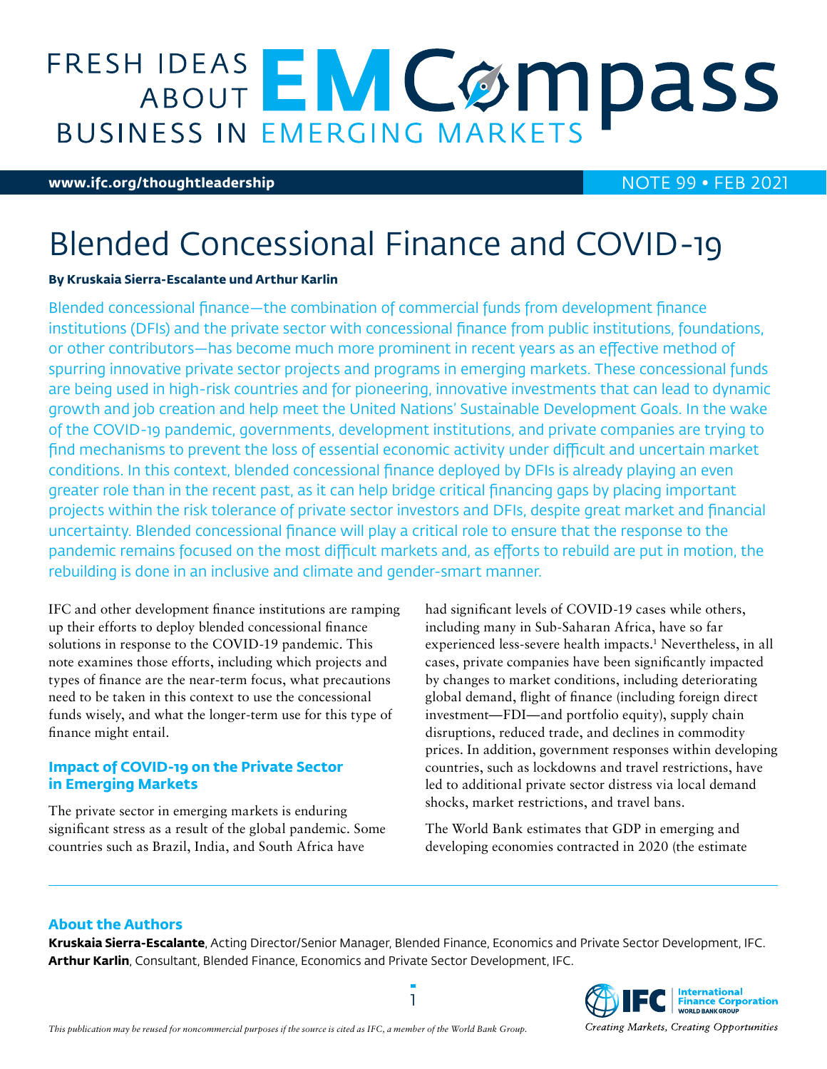FRESH IDEAS ABOUT BUSINESS IN EMERGING MARKETS — EM Compass

www.ifc.org/thoughtleadership

NOTE 99 • FEB 2021

# Blended Concessional Finance and COVID-19

**By Kruskaia Sierra-Escalante und Arthur Karlin**

Blended concessional finance—the combination of commercial funds from development finance institutions (DFIs) and the private sector with concessional finance from public institutions, foundations, or other contributors—has become much more prominent in recent years as an effective method of spurring innovative private sector projects and programs in emerging markets. These concessional funds are being used in high-risk countries and for pioneering, innovative investments that can lead to dynamic growth and job creation and help meet the United Nations' Sustainable Development Goals. In the wake of the COVID-19 pandemic, governments, development institutions, and private companies are trying to find mechanisms to prevent the loss of essential economic activity under difficult and uncertain market conditions. In this context, blended concessional finance deployed by DFIs is already playing an even greater role than in the recent past, as it can help bridge critical financing gaps by placing important projects within the risk tolerance of private sector investors and DFIs, despite great market and financial uncertainty. Blended concessional finance will play a critical role to ensure that the response to the pandemic remains focused on the most difficult markets and, as efforts to rebuild are put in motion, the rebuilding is done in an inclusive and climate and gender-smart manner.

IFC and other development finance institutions are ramping up their efforts to deploy blended concessional finance solutions in response to the COVID-19 pandemic. This note examines those efforts, including which projects and types of finance are the near-term focus, what precautions need to be taken in this context to use the concessional funds wisely, and what the longer-term use for this type of finance might entail.

## Impact of COVID-19 on the Private Sector in Emerging Markets

The private sector in emerging markets is enduring significant stress as a result of the global pandemic. Some countries such as Brazil, India, and South Africa have had significant levels of COVID-19 cases while others, including many in Sub-Saharan Africa, have so far experienced less-severe health impacts.[1] Nevertheless, in all cases, private companies have been significantly impacted by changes to market conditions, including deteriorating global demand, flight of finance (including foreign direct investment—FDI—and portfolio equity), supply chain disruptions, reduced trade, and declines in commodity prices. In addition, government responses within developing countries, such as lockdowns and travel restrictions, have led to additional private sector distress via local demand shocks, market restrictions, and travel bans.

The World Bank estimates that GDP in emerging and developing economies contracted in 2020 (the estimate

### About the Authors

**Kruskaia Sierra-Escalante**, Acting Director/Senior Manager, Blended Finance, Economics and Private Sector Development, IFC.
**Arthur Karlin**, Consultant, Blended Finance, Economics and Private Sector Development, IFC.

*This publication may be reused for noncommercial purposes if the source is cited as IFC, a member of the World Bank Group.*

International Finance Corporation, World Bank Group — *Creating Markets, Creating Opportunities*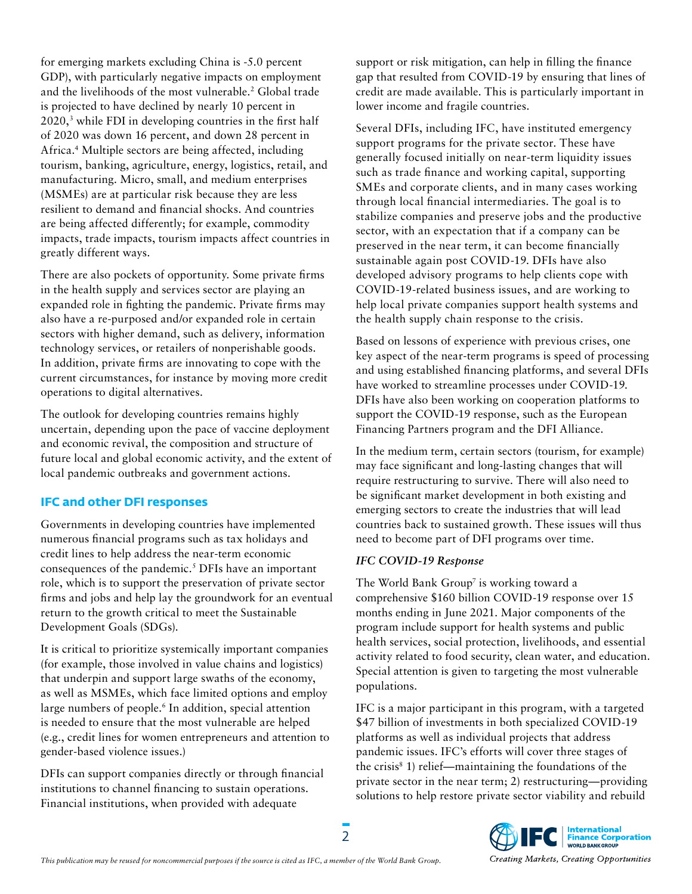for emerging markets excluding China is -5.0 percent GDP), with particularly negative impacts on employment and the livelihoods of the most vulnerable.[2] Global trade is projected to have declined by nearly 10 percent in 2020,[3] while FDI in developing countries in the first half of 2020 was down 16 percent, and down 28 percent in Africa.[4] Multiple sectors are being affected, including tourism, banking, agriculture, energy, logistics, retail, and manufacturing. Micro, small, and medium enterprises (MSMEs) are at particular risk because they are less resilient to demand and financial shocks. And countries are being affected differently; for example, commodity impacts, trade impacts, tourism impacts affect countries in greatly different ways.

There are also pockets of opportunity. Some private firms in the health supply and services sector are playing an expanded role in fighting the pandemic. Private firms may also have a re-purposed and/or expanded role in certain sectors with higher demand, such as delivery, information technology services, or retailers of nonperishable goods. In addition, private firms are innovating to cope with the current circumstances, for instance by moving more credit operations to digital alternatives.

The outlook for developing countries remains highly uncertain, depending upon the pace of vaccine deployment and economic revival, the composition and structure of future local and global economic activity, and the extent of local pandemic outbreaks and government actions.

## IFC and other DFI responses

Governments in developing countries have implemented numerous financial programs such as tax holidays and credit lines to help address the near-term economic consequences of the pandemic.[5] DFIs have an important role, which is to support the preservation of private sector firms and jobs and help lay the groundwork for an eventual return to the growth critical to meet the Sustainable Development Goals (SDGs).

It is critical to prioritize systemically important companies (for example, those involved in value chains and logistics) that underpin and support large swaths of the economy, as well as MSMEs, which face limited options and employ large numbers of people.[6] In addition, special attention is needed to ensure that the most vulnerable are helped (e.g., credit lines for women entrepreneurs and attention to gender-based violence issues.)

DFIs can support companies directly or through financial institutions to channel financing to sustain operations. Financial institutions, when provided with adequate support or risk mitigation, can help in filling the finance gap that resulted from COVID-19 by ensuring that lines of credit are made available. This is particularly important in lower income and fragile countries.

Several DFIs, including IFC, have instituted emergency support programs for the private sector. These have generally focused initially on near-term liquidity issues such as trade finance and working capital, supporting SMEs and corporate clients, and in many cases working through local financial intermediaries. The goal is to stabilize companies and preserve jobs and the productive sector, with an expectation that if a company can be preserved in the near term, it can become financially sustainable again post COVID-19. DFIs have also developed advisory programs to help clients cope with COVID-19-related business issues, and are working to help local private companies support health systems and the health supply chain response to the crisis.

Based on lessons of experience with previous crises, one key aspect of the near-term programs is speed of processing and using established financing platforms, and several DFIs have worked to streamline processes under COVID-19. DFIs have also been working on cooperation platforms to support the COVID-19 response, such as the European Financing Partners program and the DFI Alliance.

In the medium term, certain sectors (tourism, for example) may face significant and long-lasting changes that will require restructuring to survive. There will also need to be significant market development in both existing and emerging sectors to create the industries that will lead countries back to sustained growth. These issues will thus need to become part of DFI programs over time.

### *IFC COVID-19 Response*

The World Bank Group[7] is working toward a comprehensive $160 billion COVID-19 response over 15 months ending in June 2021. Major components of the program include support for health systems and public health services, social protection, livelihoods, and essential activity related to food security, clean water, and education. Special attention is given to targeting the most vulnerable populations.

IFC is a major participant in this program, with a targeted $47 billion of investments in both specialized COVID-19 platforms as well as individual projects that address pandemic issues. IFC's efforts will cover three stages of the crisis[8] 1) relief—maintaining the foundations of the private sector in the near term; 2) restructuring—providing solutions to help restore private sector viability and rebuild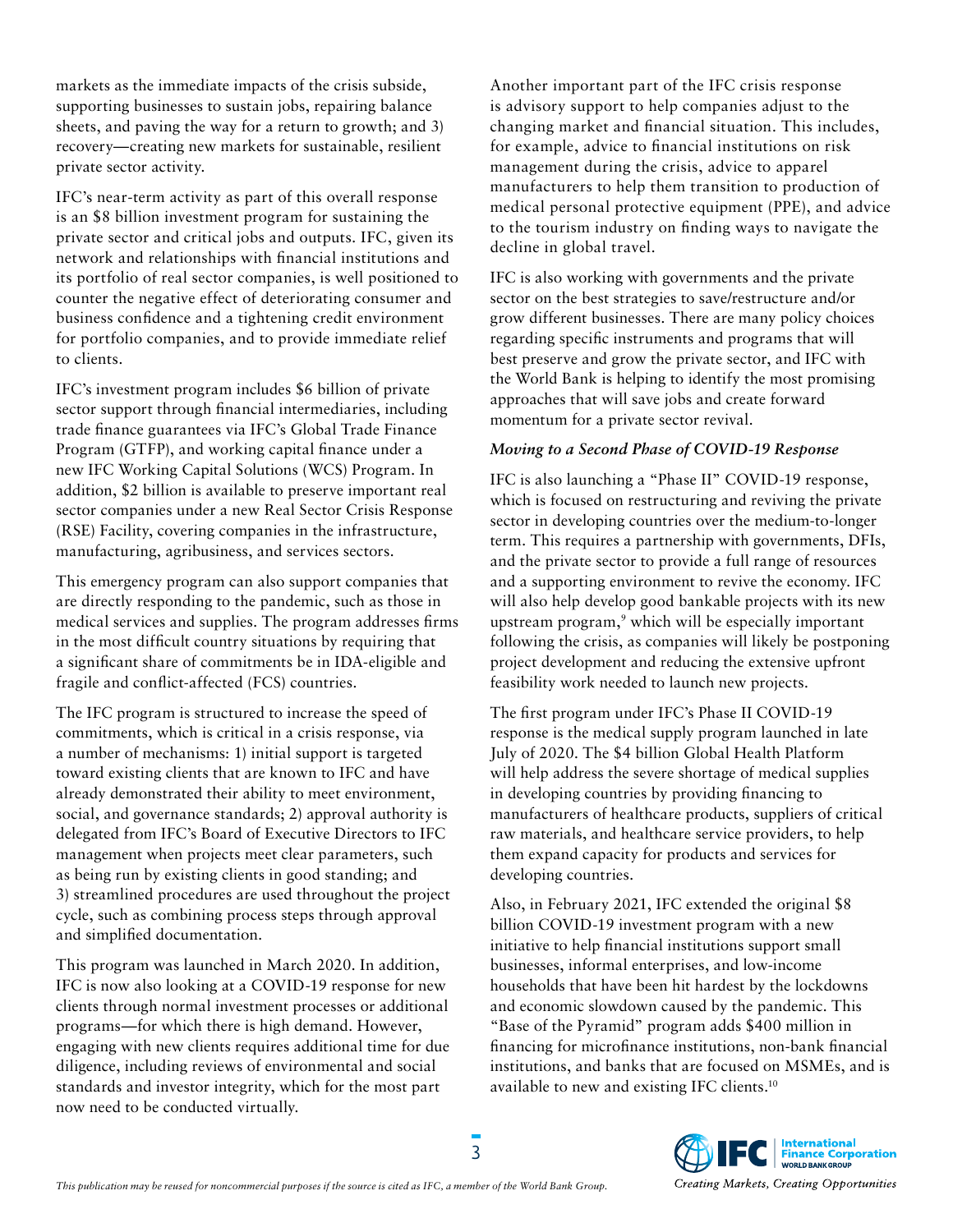markets as the immediate impacts of the crisis subside, supporting businesses to sustain jobs, repairing balance sheets, and paving the way for a return to growth; and 3) recovery—creating new markets for sustainable, resilient private sector activity.

IFC's near-term activity as part of this overall response is an $8 billion investment program for sustaining the private sector and critical jobs and outputs. IFC, given its network and relationships with financial institutions and its portfolio of real sector companies, is well positioned to counter the negative effect of deteriorating consumer and business confidence and a tightening credit environment for portfolio companies, and to provide immediate relief to clients.

IFC's investment program includes $6 billion of private sector support through financial intermediaries, including trade finance guarantees via IFC's Global Trade Finance Program (GTFP), and working capital finance under a new IFC Working Capital Solutions (WCS) Program. In addition, $2 billion is available to preserve important real sector companies under a new Real Sector Crisis Response (RSE) Facility, covering companies in the infrastructure, manufacturing, agribusiness, and services sectors.

This emergency program can also support companies that are directly responding to the pandemic, such as those in medical services and supplies. The program addresses firms in the most difficult country situations by requiring that a significant share of commitments be in IDA-eligible and fragile and conflict-affected (FCS) countries.

The IFC program is structured to increase the speed of commitments, which is critical in a crisis response, via a number of mechanisms: 1) initial support is targeted toward existing clients that are known to IFC and have already demonstrated their ability to meet environment, social, and governance standards; 2) approval authority is delegated from IFC's Board of Executive Directors to IFC management when projects meet clear parameters, such as being run by existing clients in good standing; and 3) streamlined procedures are used throughout the project cycle, such as combining process steps through approval and simplified documentation.

This program was launched in March 2020. In addition, IFC is now also looking at a COVID-19 response for new clients through normal investment processes or additional programs—for which there is high demand. However, engaging with new clients requires additional time for due diligence, including reviews of environmental and social standards and investor integrity, which for the most part now need to be conducted virtually.

Another important part of the IFC crisis response is advisory support to help companies adjust to the changing market and financial situation. This includes, for example, advice to financial institutions on risk management during the crisis, advice to apparel manufacturers to help them transition to production of medical personal protective equipment (PPE), and advice to the tourism industry on finding ways to navigate the decline in global travel.

IFC is also working with governments and the private sector on the best strategies to save/restructure and/or grow different businesses. There are many policy choices regarding specific instruments and programs that will best preserve and grow the private sector, and IFC with the World Bank is helping to identify the most promising approaches that will save jobs and create forward momentum for a private sector revival.

### *Moving to a Second Phase of COVID-19 Response*

IFC is also launching a "Phase II" COVID-19 response, which is focused on restructuring and reviving the private sector in developing countries over the medium-to-longer term. This requires a partnership with governments, DFIs, and the private sector to provide a full range of resources and a supporting environment to revive the economy. IFC will also help develop good bankable projects with its new upstream program,[9] which will be especially important following the crisis, as companies will likely be postponing project development and reducing the extensive upfront feasibility work needed to launch new projects.

The first program under IFC's Phase II COVID-19 response is the medical supply program launched in late July of 2020. The $4 billion Global Health Platform will help address the severe shortage of medical supplies in developing countries by providing financing to manufacturers of healthcare products, suppliers of critical raw materials, and healthcare service providers, to help them expand capacity for products and services for developing countries.

Also, in February 2021, IFC extended the original $8 billion COVID-19 investment program with a new initiative to help financial institutions support small businesses, informal enterprises, and low-income households that have been hit hardest by the lockdowns and economic slowdown caused by the pandemic. This "Base of the Pyramid" program adds $400 million in financing for microfinance institutions, non-bank financial institutions, and banks that are focused on MSMEs, and is available to new and existing IFC clients.[10]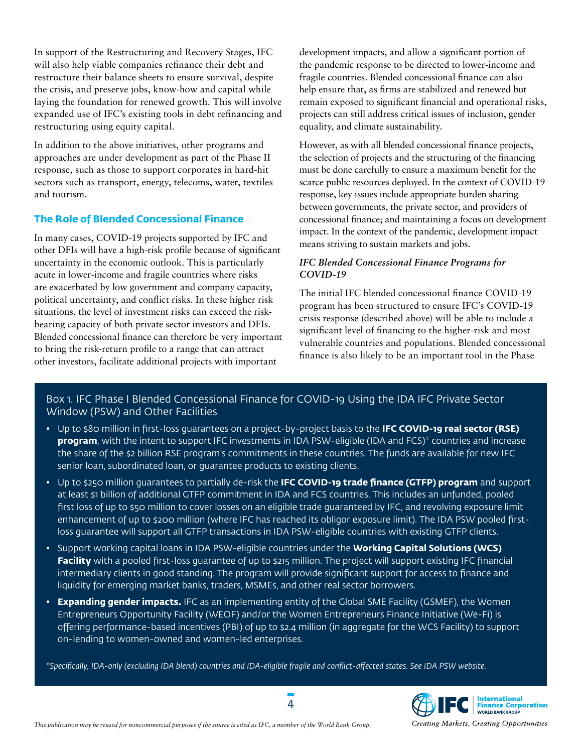In support of the Restructuring and Recovery Stages, IFC will also help viable companies refinance their debt and restructure their balance sheets to ensure survival, despite the crisis, and preserve jobs, know-how and capital while laying the foundation for renewed growth. This will involve expanded use of IFC's existing tools in debt refinancing and restructuring using equity capital.

In addition to the above initiatives, other programs and approaches are under development as part of the Phase II response, such as those to support corporates in hard-hit sectors such as transport, energy, telecoms, water, textiles and tourism.

## The Role of Blended Concessional Finance

In many cases, COVID-19 projects supported by IFC and other DFIs will have a high-risk profile because of significant uncertainty in the economic outlook. This is particularly acute in lower-income and fragile countries where risks are exacerbated by low government and company capacity, political uncertainty, and conflict risks. In these higher risk situations, the level of investment risks can exceed the risk-bearing capacity of both private sector investors and DFIs. Blended concessional finance can therefore be very important to bring the risk-return profile to a range that can attract other investors, facilitate additional projects with important development impacts, and allow a significant portion of the pandemic response to be directed to lower-income and fragile countries. Blended concessional finance can also help ensure that, as firms are stabilized and renewed but remain exposed to significant financial and operational risks, projects can still address critical issues of inclusion, gender equality, and climate sustainability.

However, as with all blended concessional finance projects, the selection of projects and the structuring of the financing must be done carefully to ensure a maximum benefit for the scarce public resources deployed. In the context of COVID-19 response, key issues include appropriate burden sharing between governments, the private sector, and providers of concessional finance; and maintaining a focus on development impact. In the context of the pandemic, development impact means striving to sustain markets and jobs.

### *IFC Blended Concessional Finance Programs for COVID-19*

The initial IFC blended concessional finance COVID-19 program has been structured to ensure IFC's COVID-19 crisis response (described above) will be able to include a significant level of financing to the higher-risk and most vulnerable countries and populations. Blended concessional finance is also likely to be an important tool in the Phase

### Box 1. IFC Phase I Blended Concessional Finance for COVID-19 Using the IDA IFC Private Sector Window (PSW) and Other Facilities

- Up to $80 million in first-loss guarantees on a project-by-project basis to the **IFC COVID-19 real sector (RSE) program**, with the intent to support IFC investments in IDA PSW-eligible (IDA and FCS)* countries and increase the share of the $2 billion RSE program's commitments in these countries. The funds are available for new IFC senior loan, subordinated loan, or guarantee products to existing clients.
- Up to $250 million guarantees to partially de-risk the **IFC COVID-19 trade finance (GTFP) program** and support at least $1 billion of additional GTFP commitment in IDA and FCS countries. This includes an unfunded, pooled first loss of up to $50 million to cover losses on an eligible trade guaranteed by IFC, and revolving exposure limit enhancement of up to $200 million (where IFC has reached its obligor exposure limit). The IDA PSW pooled first-loss guarantee will support all GTFP transactions in IDA PSW-eligible countries with existing GTFP clients.
- Support working capital loans in IDA PSW-eligible countries under the **Working Capital Solutions (WCS) Facility** with a pooled first-loss guarantee of up to $215 million. The project will support existing IFC financial intermediary clients in good standing. The program will provide significant support for access to finance and liquidity for emerging market banks, traders, MSMEs, and other real sector borrowers.
- **Expanding gender impacts.** IFC as an implementing entity of the Global SME Facility (GSMEF), the Women Entrepreneurs Opportunity Facility (WEOF) and/or the Women Entrepreneurs Finance Initiative (We-Fi) is offering performance-based incentives (PBI) of up to $2.4 million (in aggregate for the WCS Facility) to support on-lending to women-owned and women-led enterprises.

*\*Specifically, IDA-only (excluding IDA blend) countries and IDA-eligible fragile and conflict-affected states. See IDA PSW website.*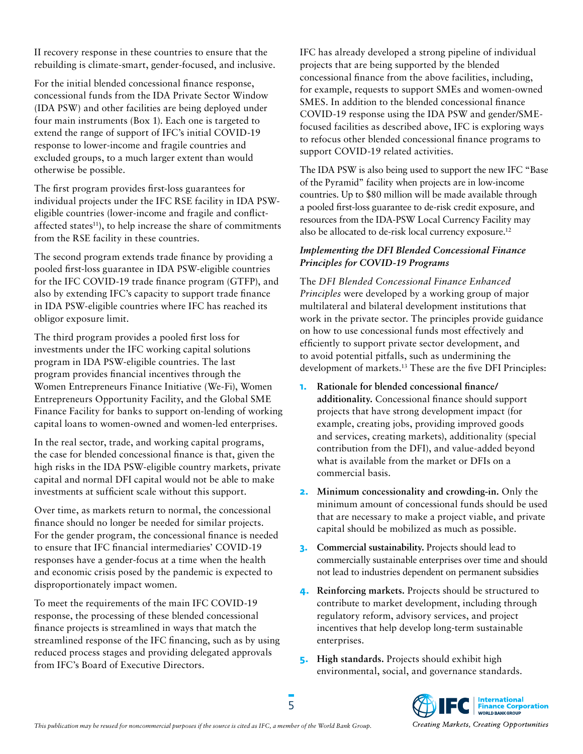II recovery response in these countries to ensure that the rebuilding is climate-smart, gender-focused, and inclusive.

For the initial blended concessional finance response, concessional funds from the IDA Private Sector Window (IDA PSW) and other facilities are being deployed under four main instruments (Box 1). Each one is targeted to extend the range of support of IFC's initial COVID-19 response to lower-income and fragile countries and excluded groups, to a much larger extent than would otherwise be possible.

The first program provides first-loss guarantees for individual projects under the IFC RSE facility in IDA PSW-eligible countries (lower-income and fragile and conflict-affected states[11]), to help increase the share of commitments from the RSE facility in these countries.

The second program extends trade finance by providing a pooled first-loss guarantee in IDA PSW-eligible countries for the IFC COVID-19 trade finance program (GTFP), and also by extending IFC's capacity to support trade finance in IDA PSW-eligible countries where IFC has reached its obligor exposure limit.

The third program provides a pooled first loss for investments under the IFC working capital solutions program in IDA PSW-eligible countries. The last program provides financial incentives through the Women Entrepreneurs Finance Initiative (We-Fi), Women Entrepreneurs Opportunity Facility, and the Global SME Finance Facility for banks to support on-lending of working capital loans to women-owned and women-led enterprises.

In the real sector, trade, and working capital programs, the case for blended concessional finance is that, given the high risks in the IDA PSW-eligible country markets, private capital and normal DFI capital would not be able to make investments at sufficient scale without this support.

Over time, as markets return to normal, the concessional finance should no longer be needed for similar projects. For the gender program, the concessional finance is needed to ensure that IFC financial intermediaries' COVID-19 responses have a gender-focus at a time when the health and economic crisis posed by the pandemic is expected to disproportionately impact women.

To meet the requirements of the main IFC COVID-19 response, the processing of these blended concessional finance projects is streamlined in ways that match the streamlined response of the IFC financing, such as by using reduced process stages and providing delegated approvals from IFC's Board of Executive Directors.

IFC has already developed a strong pipeline of individual projects that are being supported by the blended concessional finance from the above facilities, including, for example, requests to support SMEs and women-owned SMES. In addition to the blended concessional finance COVID-19 response using the IDA PSW and gender/SME-focused facilities as described above, IFC is exploring ways to refocus other blended concessional finance programs to support COVID-19 related activities.

The IDA PSW is also being used to support the new IFC "Base of the Pyramid" facility when projects are in low-income countries. Up to $80 million will be made available through a pooled first-loss guarantee to de-risk credit exposure, and resources from the IDA-PSW Local Currency Facility may also be allocated to de-risk local currency exposure.[12]

### *Implementing the DFI Blended Concessional Finance Principles for COVID-19 Programs*

The *DFI Blended Concessional Finance Enhanced Principles* were developed by a working group of major multilateral and bilateral development institutions that work in the private sector. The principles provide guidance on how to use concessional funds most effectively and efficiently to support private sector development, and to avoid potential pitfalls, such as undermining the development of markets.[13] These are the five DFI Principles:

1. **Rationale for blended concessional finance/ additionality.** Concessional finance should support projects that have strong development impact (for example, creating jobs, providing improved goods and services, creating markets), additionality (special contribution from the DFI), and value-added beyond what is available from the market or DFIs on a commercial basis.
2. **Minimum concessionality and crowding-in.** Only the minimum amount of concessional funds should be used that are necessary to make a project viable, and private capital should be mobilized as much as possible.
3. **Commercial sustainability.** Projects should lead to commercially sustainable enterprises over time and should not lead to industries dependent on permanent subsidies
4. **Reinforcing markets.** Projects should be structured to contribute to market development, including through regulatory reform, advisory services, and project incentives that help develop long-term sustainable enterprises.
5. **High standards.** Projects should exhibit high environmental, social, and governance standards.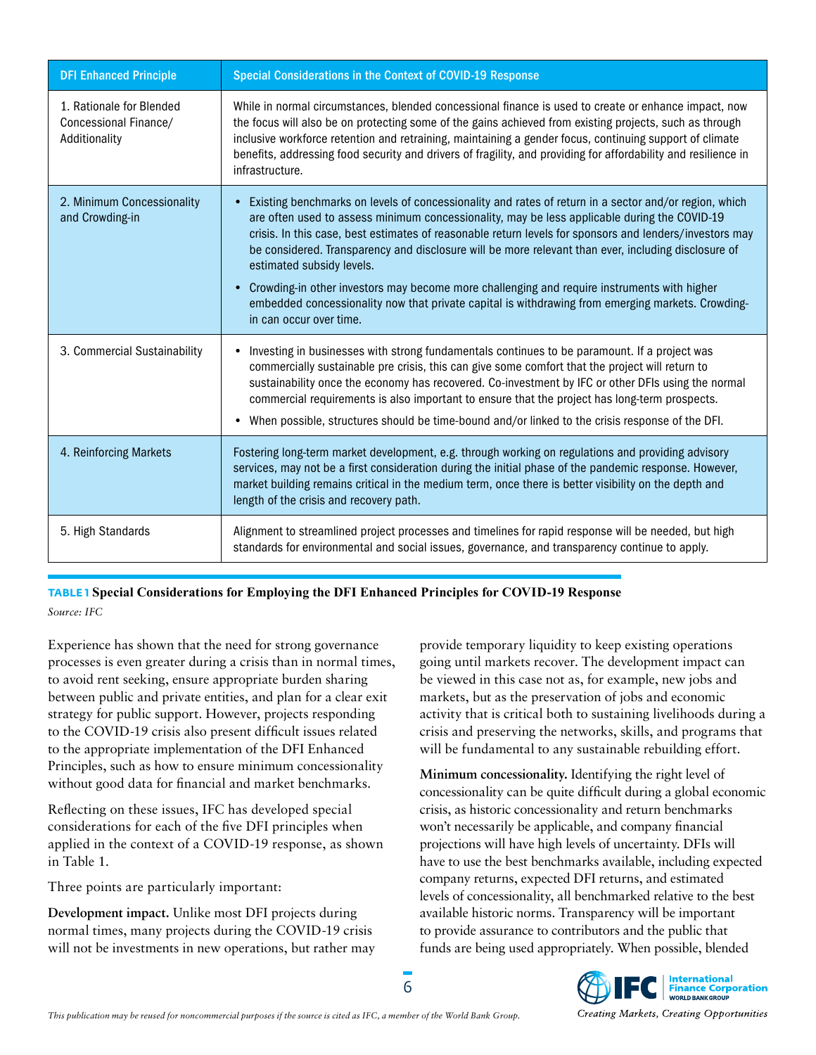| DFI Enhanced Principle | Special Considerations in the Context of COVID-19 Response |
|---|---|
| 1. Rationale for Blended Concessional Finance/ Additionality | While in normal circumstances, blended concessional finance is used to create or enhance impact, now the focus will also be on protecting some of the gains achieved from existing projects, such as through inclusive workforce retention and retraining, maintaining a gender focus, continuing support of climate benefits, addressing food security and drivers of fragility, and providing for affordability and resilience in infrastructure. |
| 2. Minimum Concessionality and Crowding-in | • Existing benchmarks on levels of concessionality and rates of return in a sector and/or region, which are often used to assess minimum concessionality, may be less applicable during the COVID-19 crisis. In this case, best estimates of reasonable return levels for sponsors and lenders/investors may be considered. Transparency and disclosure will be more relevant than ever, including disclosure of estimated subsidy levels. <br> • Crowding-in other investors may become more challenging and require instruments with higher embedded concessionality now that private capital is withdrawing from emerging markets. Crowding-in can occur over time. |
| 3. Commercial Sustainability | • Investing in businesses with strong fundamentals continues to be paramount. If a project was commercially sustainable pre crisis, this can give some comfort that the project will return to sustainability once the economy has recovered. Co-investment by IFC or other DFIs using the normal commercial requirements is also important to ensure that the project has long-term prospects. <br> • When possible, structures should be time-bound and/or linked to the crisis response of the DFI. |
| 4. Reinforcing Markets | Fostering long-term market development, e.g. through working on regulations and providing advisory services, may not be a first consideration during the initial phase of the pandemic response. However, market building remains critical in the medium term, once there is better visibility on the depth and length of the crisis and recovery path. |
| 5. High Standards | Alignment to streamlined project processes and timelines for rapid response will be needed, but high standards for environmental and social issues, governance, and transparency continue to apply. |

**TABLE 1 Special Considerations for Employing the DFI Enhanced Principles for COVID-19 Response**

*Source: IFC*

Experience has shown that the need for strong governance processes is even greater during a crisis than in normal times, to avoid rent seeking, ensure appropriate burden sharing between public and private entities, and plan for a clear exit strategy for public support. However, projects responding to the COVID-19 crisis also present difficult issues related to the appropriate implementation of the DFI Enhanced Principles, such as how to ensure minimum concessionality without good data for financial and market benchmarks.

Reflecting on these issues, IFC has developed special considerations for each of the five DFI principles when applied in the context of a COVID-19 response, as shown in Table 1.

Three points are particularly important:

**Development impact.** Unlike most DFI projects during normal times, many projects during the COVID-19 crisis will not be investments in new operations, but rather may provide temporary liquidity to keep existing operations going until markets recover. The development impact can be viewed in this case not as, for example, new jobs and markets, but as the preservation of jobs and economic activity that is critical both to sustaining livelihoods during a crisis and preserving the networks, skills, and programs that will be fundamental to any sustainable rebuilding effort.

**Minimum concessionality.** Identifying the right level of concessionality can be quite difficult during a global economic crisis, as historic concessionality and return benchmarks won't necessarily be applicable, and company financial projections will have high levels of uncertainty. DFIs will have to use the best benchmarks available, including expected company returns, expected DFI returns, and estimated levels of concessionality, all benchmarked relative to the best available historic norms. Transparency will be important to provide assurance to contributors and the public that funds are being used appropriately. When possible, blended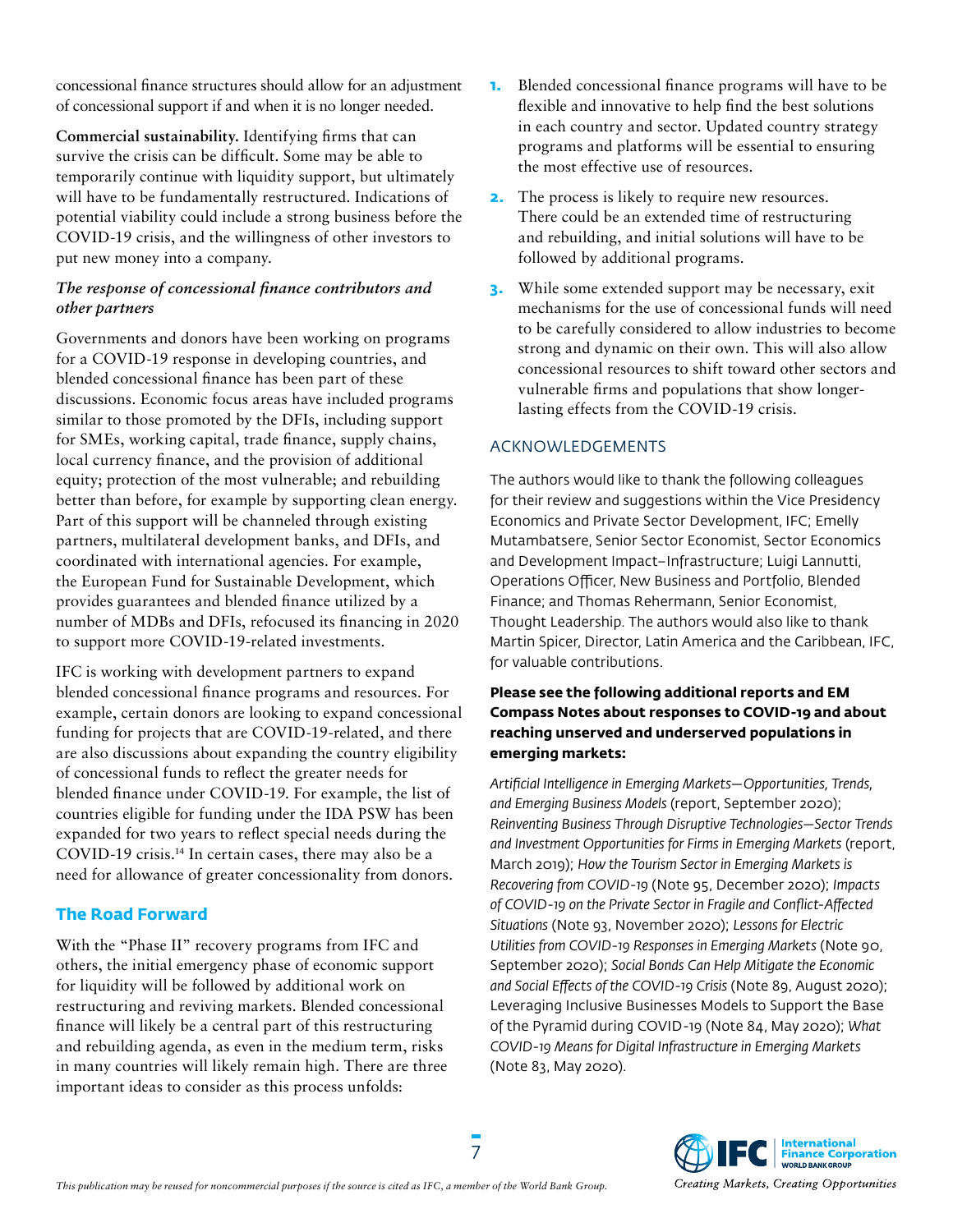concessional finance structures should allow for an adjustment of concessional support if and when it is no longer needed.

**Commercial sustainability.** Identifying firms that can survive the crisis can be difficult. Some may be able to temporarily continue with liquidity support, but ultimately will have to be fundamentally restructured. Indications of potential viability could include a strong business before the COVID-19 crisis, and the willingness of other investors to put new money into a company.

### *The response of concessional finance contributors and other partners*

Governments and donors have been working on programs for a COVID-19 response in developing countries, and blended concessional finance has been part of these discussions. Economic focus areas have included programs similar to those promoted by the DFIs, including support for SMEs, working capital, trade finance, supply chains, local currency finance, and the provision of additional equity; protection of the most vulnerable; and rebuilding better than before, for example by supporting clean energy. Part of this support will be channeled through existing partners, multilateral development banks, and DFIs, and coordinated with international agencies. For example, the European Fund for Sustainable Development, which provides guarantees and blended finance utilized by a number of MDBs and DFIs, refocused its financing in 2020 to support more COVID-19-related investments.

IFC is working with development partners to expand blended concessional finance programs and resources. For example, certain donors are looking to expand concessional funding for projects that are COVID-19-related, and there are also discussions about expanding the country eligibility of concessional funds to reflect the greater needs for blended finance under COVID-19. For example, the list of countries eligible for funding under the IDA PSW has been expanded for two years to reflect special needs during the COVID-19 crisis.[14] In certain cases, there may also be a need for allowance of greater concessionality from donors.

## The Road Forward

With the "Phase II" recovery programs from IFC and others, the initial emergency phase of economic support for liquidity will be followed by additional work on restructuring and reviving markets. Blended concessional finance will likely be a central part of this restructuring and rebuilding agenda, as even in the medium term, risks in many countries will likely remain high. There are three important ideas to consider as this process unfolds:

1. Blended concessional finance programs will have to be flexible and innovative to help find the best solutions in each country and sector. Updated country strategy programs and platforms will be essential to ensuring the most effective use of resources.
2. The process is likely to require new resources. There could be an extended time of restructuring and rebuilding, and initial solutions will have to be followed by additional programs.
3. While some extended support may be necessary, exit mechanisms for the use of concessional funds will need to be carefully considered to allow industries to become strong and dynamic on their own. This will also allow concessional resources to shift toward other sectors and vulnerable firms and populations that show longer-lasting effects from the COVID-19 crisis.

## ACKNOWLEDGEMENTS

The authors would like to thank the following colleagues for their review and suggestions within the Vice Presidency Economics and Private Sector Development, IFC; Emelly Mutambatsere, Senior Sector Economist, Sector Economics and Development Impact–Infrastructure; Luigi Lannutti, Operations Officer, New Business and Portfolio, Blended Finance; and Thomas Rehermann, Senior Economist, Thought Leadership. The authors would also like to thank Martin Spicer, Director, Latin America and the Caribbean, IFC, for valuable contributions.

**Please see the following additional reports and EM Compass Notes about responses to COVID-19 and about reaching unserved and underserved populations in emerging markets:**

*Artificial Intelligence in Emerging Markets—Opportunities, Trends, and Emerging Business Models* (report, September 2020); *Reinventing Business Through Disruptive Technologies—Sector Trends and Investment Opportunities for Firms in Emerging Markets* (report, March 2019); *How the Tourism Sector in Emerging Markets is Recovering from COVID-19* (Note 95, December 2020); *Impacts of COVID-19 on the Private Sector in Fragile and Conflict-Affected Situations* (Note 93, November 2020); *Lessons for Electric Utilities from COVID-19 Responses in Emerging Markets* (Note 90, September 2020); *Social Bonds Can Help Mitigate the Economic and Social Effects of the COVID-19 Crisis* (Note 89, August 2020); Leveraging Inclusive Businesses Models to Support the Base of the Pyramid during COVID-19 (Note 84, May 2020); *What COVID-19 Means for Digital Infrastructure in Emerging Markets* (Note 83, May 2020).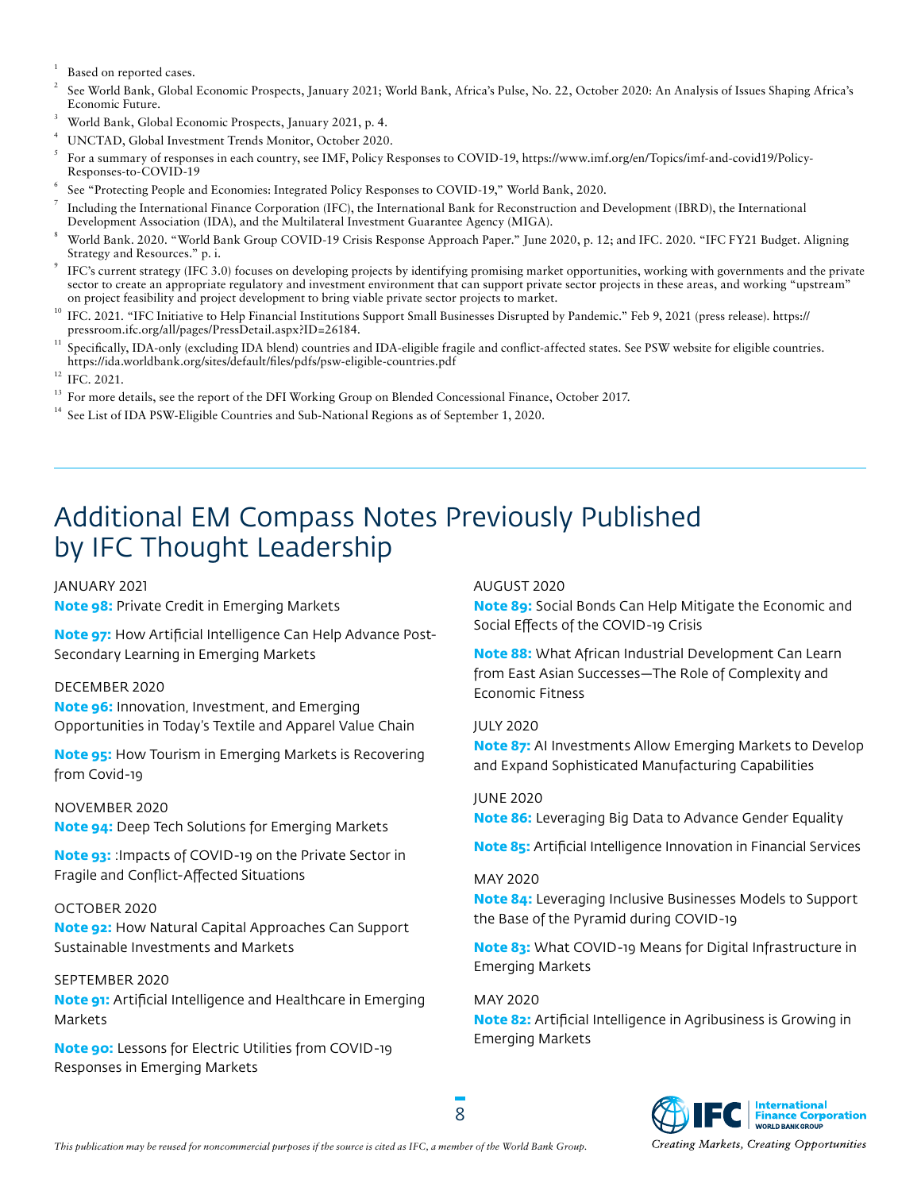1. Based on reported cases.
2. See World Bank, Global Economic Prospects, January 2021; World Bank, Africa's Pulse, No. 22, October 2020: An Analysis of Issues Shaping Africa's Economic Future.
3. World Bank, Global Economic Prospects, January 2021, p. 4.
4. UNCTAD, Global Investment Trends Monitor, October 2020.
5. For a summary of responses in each country, see IMF, Policy Responses to COVID-19, https://www.imf.org/en/Topics/imf-and-covid19/Policy-Responses-to-COVID-19
6. See "Protecting People and Economies: Integrated Policy Responses to COVID-19," World Bank, 2020.
7. Including the International Finance Corporation (IFC), the International Bank for Reconstruction and Development (IBRD), the International Development Association (IDA), and the Multilateral Investment Guarantee Agency (MIGA).
8. World Bank. 2020. "World Bank Group COVID-19 Crisis Response Approach Paper." June 2020, p. 12; and IFC. 2020. "IFC FY21 Budget. Aligning Strategy and Resources." p. i.
9. IFC's current strategy (IFC 3.0) focuses on developing projects by identifying promising market opportunities, working with governments and the private sector to create an appropriate regulatory and investment environment that can support private sector projects in these areas, and working "upstream" on project feasibility and project development to bring viable private sector projects to market.
10. IFC. 2021. "IFC Initiative to Help Financial Institutions Support Small Businesses Disrupted by Pandemic." Feb 9, 2021 (press release). https://pressroom.ifc.org/all/pages/PressDetail.aspx?ID=26184.
11. Specifically, IDA-only (excluding IDA blend) countries and IDA-eligible fragile and conflict-affected states. See PSW website for eligible countries. https://ida.worldbank.org/sites/default/files/pdfs/psw-eligible-countries.pdf
12. IFC. 2021.
13. For more details, see the report of the DFI Working Group on Blended Concessional Finance, October 2017.
14. See List of IDA PSW-Eligible Countries and Sub-National Regions as of September 1, 2020.

# Additional EM Compass Notes Previously Published by IFC Thought Leadership

JANUARY 2021

**Note 98:** Private Credit in Emerging Markets

**Note 97:** How Artificial Intelligence Can Help Advance Post-Secondary Learning in Emerging Markets

DECEMBER 2020

**Note 96:** Innovation, Investment, and Emerging Opportunities in Today's Textile and Apparel Value Chain

**Note 95:** How Tourism in Emerging Markets is Recovering from Covid-19

NOVEMBER 2020

**Note 94:** Deep Tech Solutions for Emerging Markets

**Note 93:** :Impacts of COVID-19 on the Private Sector in Fragile and Conflict-Affected Situations

OCTOBER 2020

**Note 92:** How Natural Capital Approaches Can Support Sustainable Investments and Markets

SEPTEMBER 2020

**Note 91:** Artificial Intelligence and Healthcare in Emerging Markets

**Note 90:** Lessons for Electric Utilities from COVID-19 Responses in Emerging Markets

AUGUST 2020

**Note 89:** Social Bonds Can Help Mitigate the Economic and Social Effects of the COVID-19 Crisis

**Note 88:** What African Industrial Development Can Learn from East Asian Successes—The Role of Complexity and Economic Fitness

JULY 2020

**Note 87:** AI Investments Allow Emerging Markets to Develop and Expand Sophisticated Manufacturing Capabilities

JUNE 2020

**Note 86:** Leveraging Big Data to Advance Gender Equality

**Note 85:** Artificial Intelligence Innovation in Financial Services

MAY 2020

**Note 84:** Leveraging Inclusive Businesses Models to Support the Base of the Pyramid during COVID-19

**Note 83:** What COVID-19 Means for Digital Infrastructure in Emerging Markets

MAY 2020

**Note 82:** Artificial Intelligence in Agribusiness is Growing in Emerging Markets

*This publication may be reused for noncommercial purposes if the source is cited as IFC, a member of the World Bank Group.*

International Finance Corporation
WORLD BANK GROUP
*Creating Markets, Creating Opportunities*